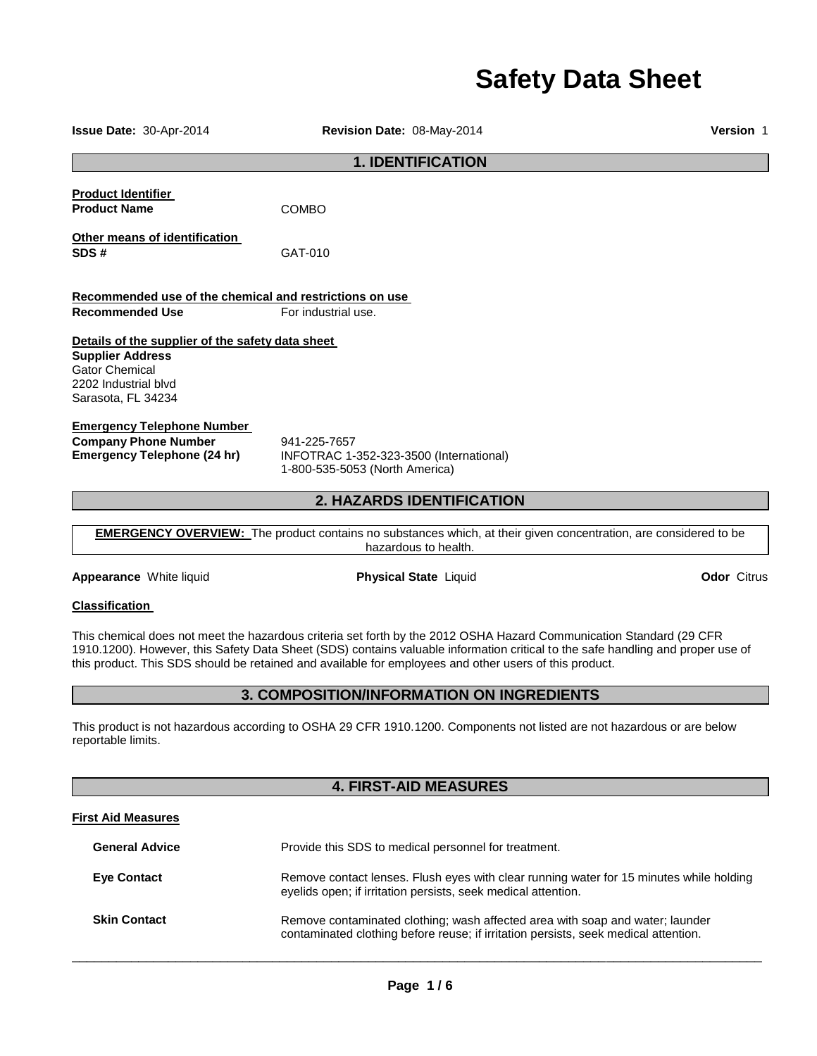# Safety Data Sheet

**Issue Date:** 30-Apr-2014 **Revision Date:** 08-May-2014 **Version** 1

## 1. IDENTIFICATION

**Product Identifier**

**Product Name** COMBO

**Other means of identification**

**SDS #** GAT-010

**Recommended use of the chemical and restrictions on use**

**Recommended Use** For industrial use.

**Details of the supplier of the safety data sheet**

**Supplier Address**
Gator Chemical
2202 Industrial blvd
Sarasota, FL 34234

**Emergency Telephone Number**

**Company Phone Number** 941-225-7657

**Emergency Telephone (24 hr)** INFOTRAC 1-352-323-3500 (International)
1-800-535-5053 (North America)

## 2. HAZARDS IDENTIFICATION

**EMERGENCY OVERVIEW:** The product contains no substances which, at their given concentration, are considered to be hazardous to health.

**Appearance** White liquid **Physical State** Liquid **Odor** Citrus

**Classification**

This chemical does not meet the hazardous criteria set forth by the 2012 OSHA Hazard Communication Standard (29 CFR 1910.1200). However, this Safety Data Sheet (SDS) contains valuable information critical to the safe handling and proper use of this product. This SDS should be retained and available for employees and other users of this product.

## 3. COMPOSITION/INFORMATION ON INGREDIENTS

This product is not hazardous according to OSHA 29 CFR 1910.1200. Components not listed are not hazardous or are below reportable limits.

## 4. FIRST-AID MEASURES

**First Aid Measures**

**General Advice** Provide this SDS to medical personnel for treatment.

**Eye Contact** Remove contact lenses. Flush eyes with clear running water for 15 minutes while holding eyelids open; if irritation persists, seek medical attention.

**Skin Contact** Remove contaminated clothing; wash affected area with soap and water; launder contaminated clothing before reuse; if irritation persists, seek medical attention.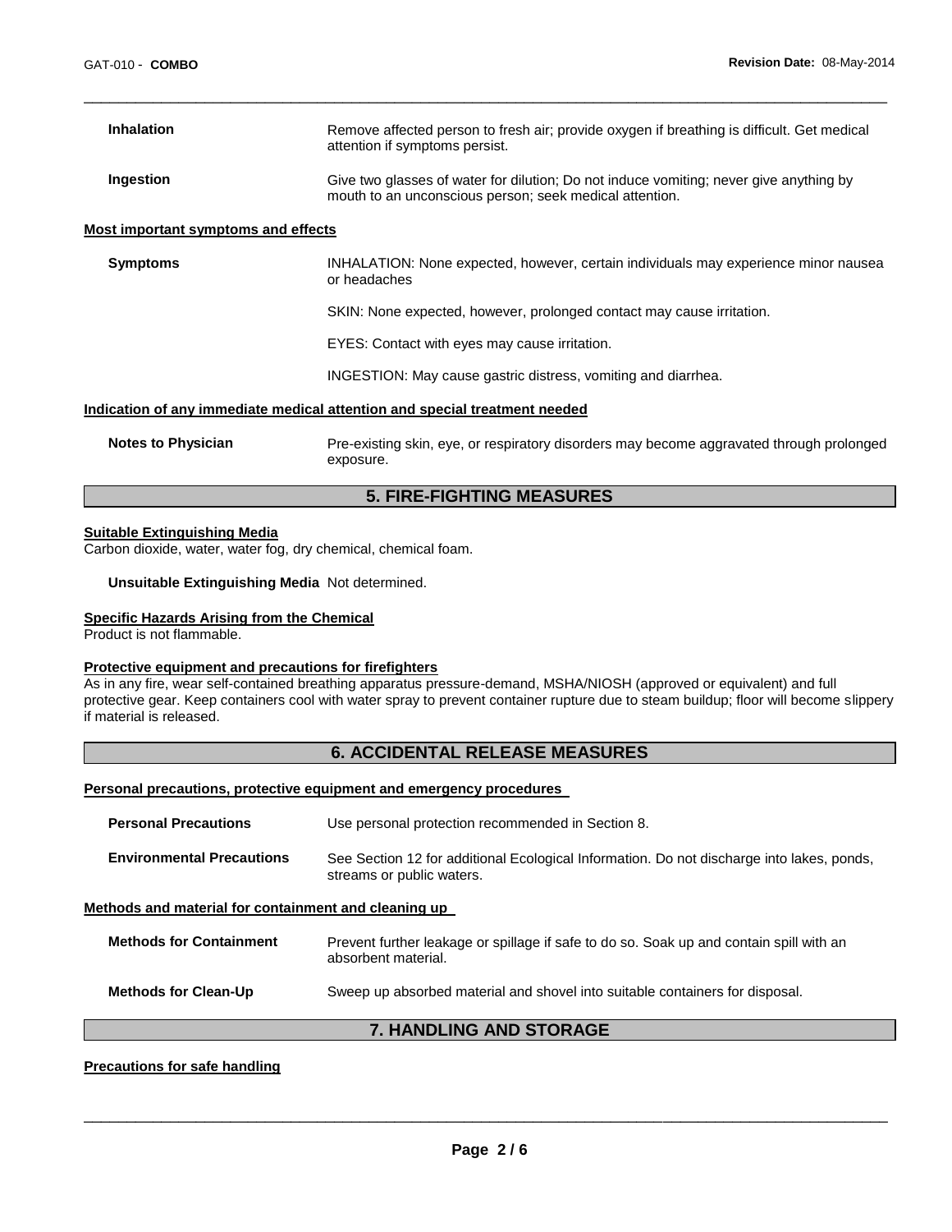| | |
|---|---|
| **Inhalation** | Remove affected person to fresh air; provide oxygen if breathing is difficult. Get medical attention if symptoms persist. |
| **Ingestion** | Give two glasses of water for dilution; Do not induce vomiting; never give anything by mouth to an unconscious person; seek medical attention. |

**Most important symptoms and effects**

| | |
|---|---|
| **Symptoms** | INHALATION: None expected, however, certain individuals may experience minor nausea or headaches |
| | SKIN: None expected, however, prolonged contact may cause irritation. |
| | EYES: Contact with eyes may cause irritation. |
| | INGESTION: May cause gastric distress, vomiting and diarrhea. |

**Indication of any immediate medical attention and special treatment needed**

| | |
|---|---|
| **Notes to Physician** | Pre-existing skin, eye, or respiratory disorders may become aggravated through prolonged exposure. |

## 5. FIRE-FIGHTING MEASURES

**Suitable Extinguishing Media**

Carbon dioxide, water, water fog, dry chemical, chemical foam.

**Unsuitable Extinguishing Media** Not determined.

**Specific Hazards Arising from the Chemical**

Product is not flammable.

**Protective equipment and precautions for firefighters**

As in any fire, wear self-contained breathing apparatus pressure-demand, MSHA/NIOSH (approved or equivalent) and full protective gear. Keep containers cool with water spray to prevent container rupture due to steam buildup; floor will become slippery if material is released.

## 6. ACCIDENTAL RELEASE MEASURES

**Personal precautions, protective equipment and emergency procedures**

| | |
|---|---|
| **Personal Precautions** | Use personal protection recommended in Section 8. |
| **Environmental Precautions** | See Section 12 for additional Ecological Information. Do not discharge into lakes, ponds, streams or public waters. |

**Methods and material for containment and cleaning up**

| | |
|---|---|
| **Methods for Containment** | Prevent further leakage or spillage if safe to do so. Soak up and contain spill with an absorbent material. |
| **Methods for Clean-Up** | Sweep up absorbed material and shovel into suitable containers for disposal. |

## 7. HANDLING AND STORAGE

**Precautions for safe handling**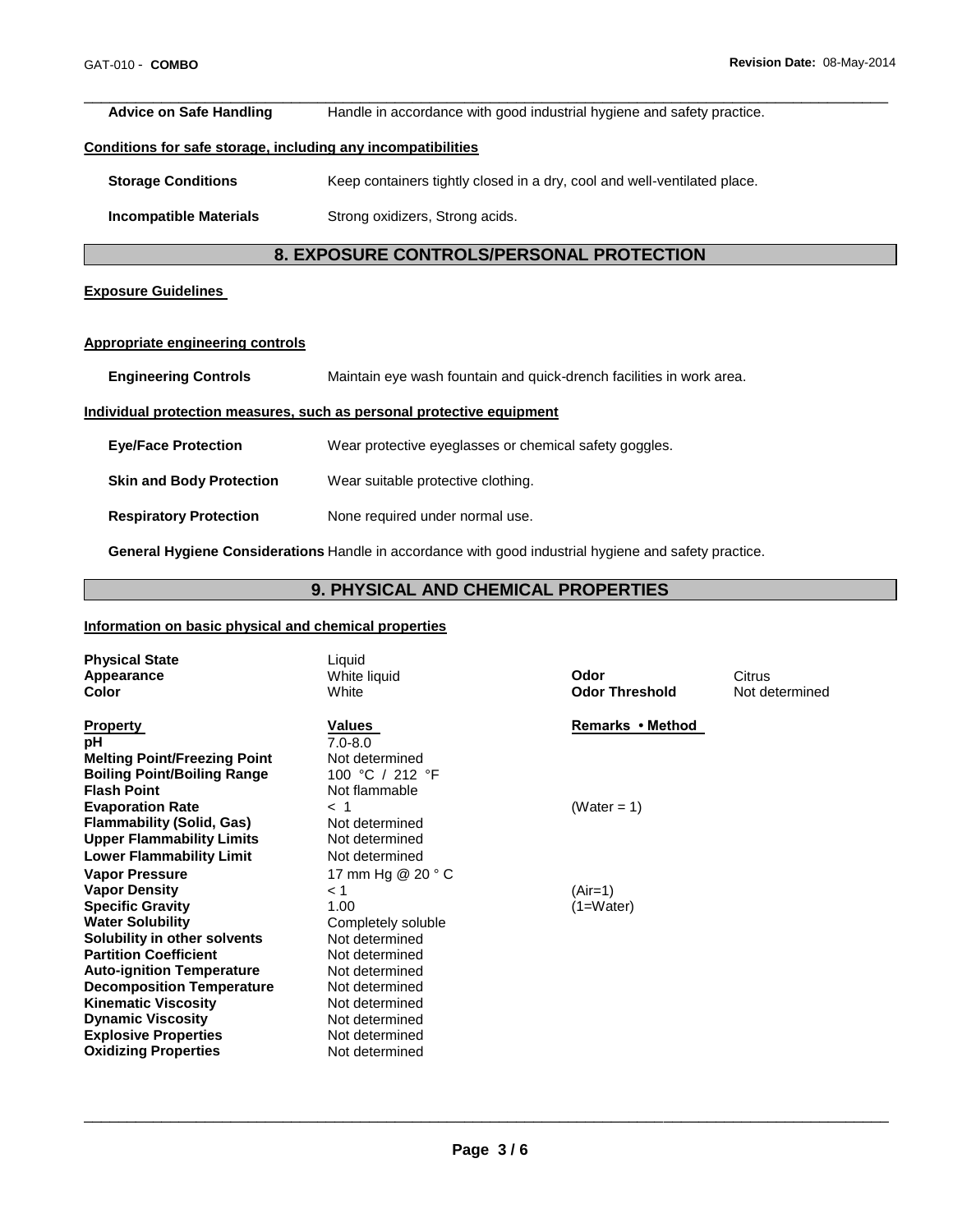**Advice on Safe Handling** Handle in accordance with good industrial hygiene and safety practice.

**Conditions for safe storage, including any incompatibilities**

**Storage Conditions** Keep containers tightly closed in a dry, cool and well-ventilated place.

**Incompatible Materials** Strong oxidizers, Strong acids.

## 8. EXPOSURE CONTROLS/PERSONAL PROTECTION

**Exposure Guidelines**

**Appropriate engineering controls**

**Engineering Controls** Maintain eye wash fountain and quick-drench facilities in work area.

**Individual protection measures, such as personal protective equipment**

**Eye/Face Protection** Wear protective eyeglasses or chemical safety goggles.

**Skin and Body Protection** Wear suitable protective clothing.

**Respiratory Protection** None required under normal use.

**General Hygiene Considerations** Handle in accordance with good industrial hygiene and safety practice.

## 9. PHYSICAL AND CHEMICAL PROPERTIES

**Information on basic physical and chemical properties**

| | | | |
|---|---|---|---|
| **Physical State** | Liquid | | |
| **Appearance** | White liquid | **Odor** | Citrus |
| **Color** | White | **Odor Threshold** | Not determined |

| **Property** | **Values** | **Remarks • Method** |
|---|---|---|
| **pH** | 7.0-8.0 | |
| **Melting Point/Freezing Point** | Not determined | |
| **Boiling Point/Boiling Range** | 100 °C / 212 °F | |
| **Flash Point** | Not flammable | |
| **Evaporation Rate** | < 1 | (Water = 1) |
| **Flammability (Solid, Gas)** | Not determined | |
| **Upper Flammability Limits** | Not determined | |
| **Lower Flammability Limit** | Not determined | |
| **Vapor Pressure** | 17 mm Hg @ 20 ° C | |
| **Vapor Density** | < 1 | (Air=1) |
| **Specific Gravity** | 1.00 | (1=Water) |
| **Water Solubility** | Completely soluble | |
| **Solubility in other solvents** | Not determined | |
| **Partition Coefficient** | Not determined | |
| **Auto-ignition Temperature** | Not determined | |
| **Decomposition Temperature** | Not determined | |
| **Kinematic Viscosity** | Not determined | |
| **Dynamic Viscosity** | Not determined | |
| **Explosive Properties** | Not determined | |
| **Oxidizing Properties** | Not determined | |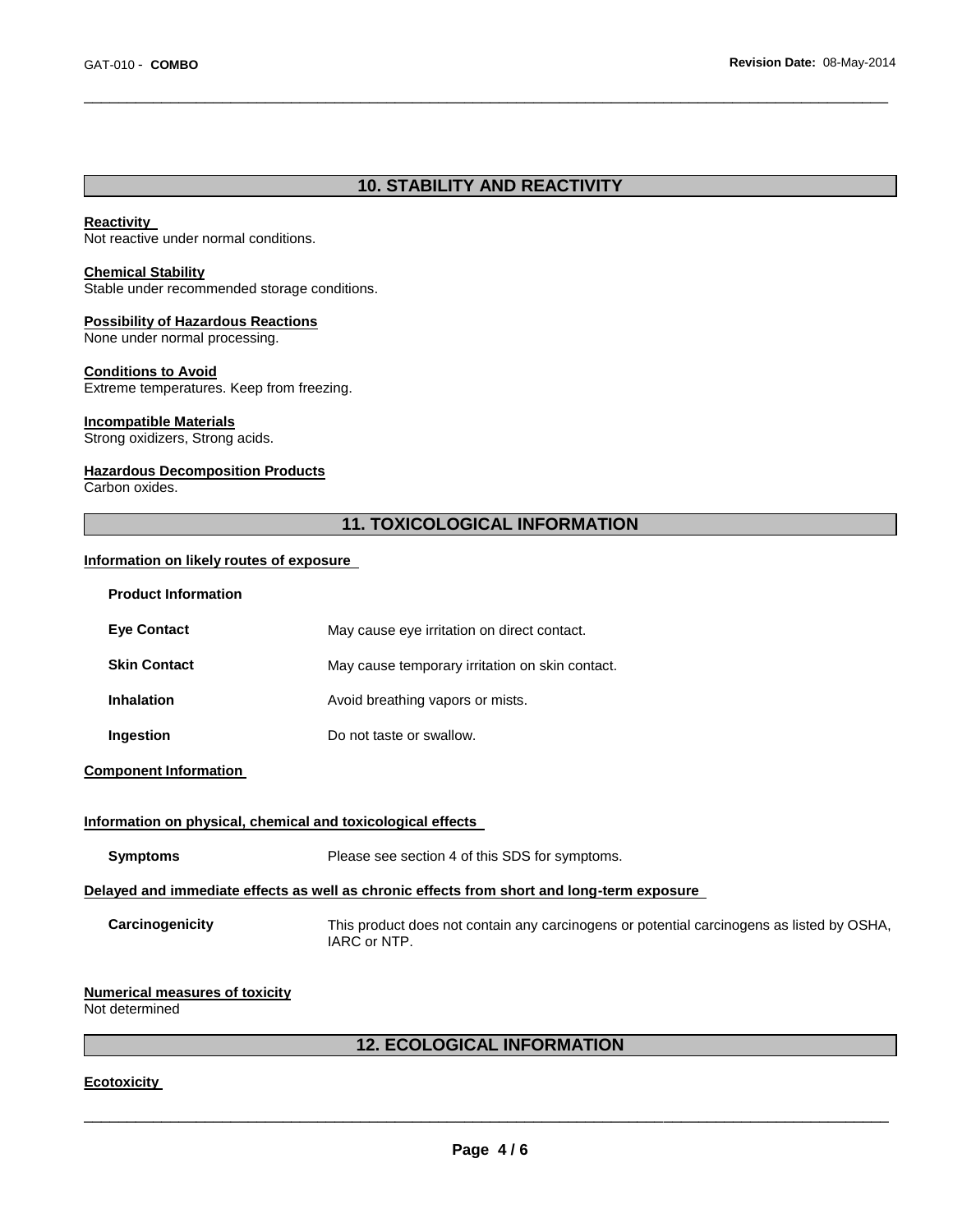## 10. STABILITY AND REACTIVITY

**Reactivity**
Not reactive under normal conditions.

**Chemical Stability**
Stable under recommended storage conditions.

**Possibility of Hazardous Reactions**
None under normal processing.

**Conditions to Avoid**
Extreme temperatures. Keep from freezing.

**Incompatible Materials**
Strong oxidizers, Strong acids.

**Hazardous Decomposition Products**
Carbon oxides.

## 11. TOXICOLOGICAL INFORMATION

**Information on likely routes of exposure**

**Product Information**

| | |
|---|---|
| **Eye Contact** | May cause eye irritation on direct contact. |
| **Skin Contact** | May cause temporary irritation on skin contact. |
| **Inhalation** | Avoid breathing vapors or mists. |
| **Ingestion** | Do not taste or swallow. |

**Component Information**

**Information on physical, chemical and toxicological effects**

| | |
|---|---|
| **Symptoms** | Please see section 4 of this SDS for symptoms. |

**Delayed and immediate effects as well as chronic effects from short and long-term exposure**

| | |
|---|---|
| **Carcinogenicity** | This product does not contain any carcinogens or potential carcinogens as listed by OSHA, IARC or NTP. |

**Numerical measures of toxicity**
Not determined

## 12. ECOLOGICAL INFORMATION

**Ecotoxicity**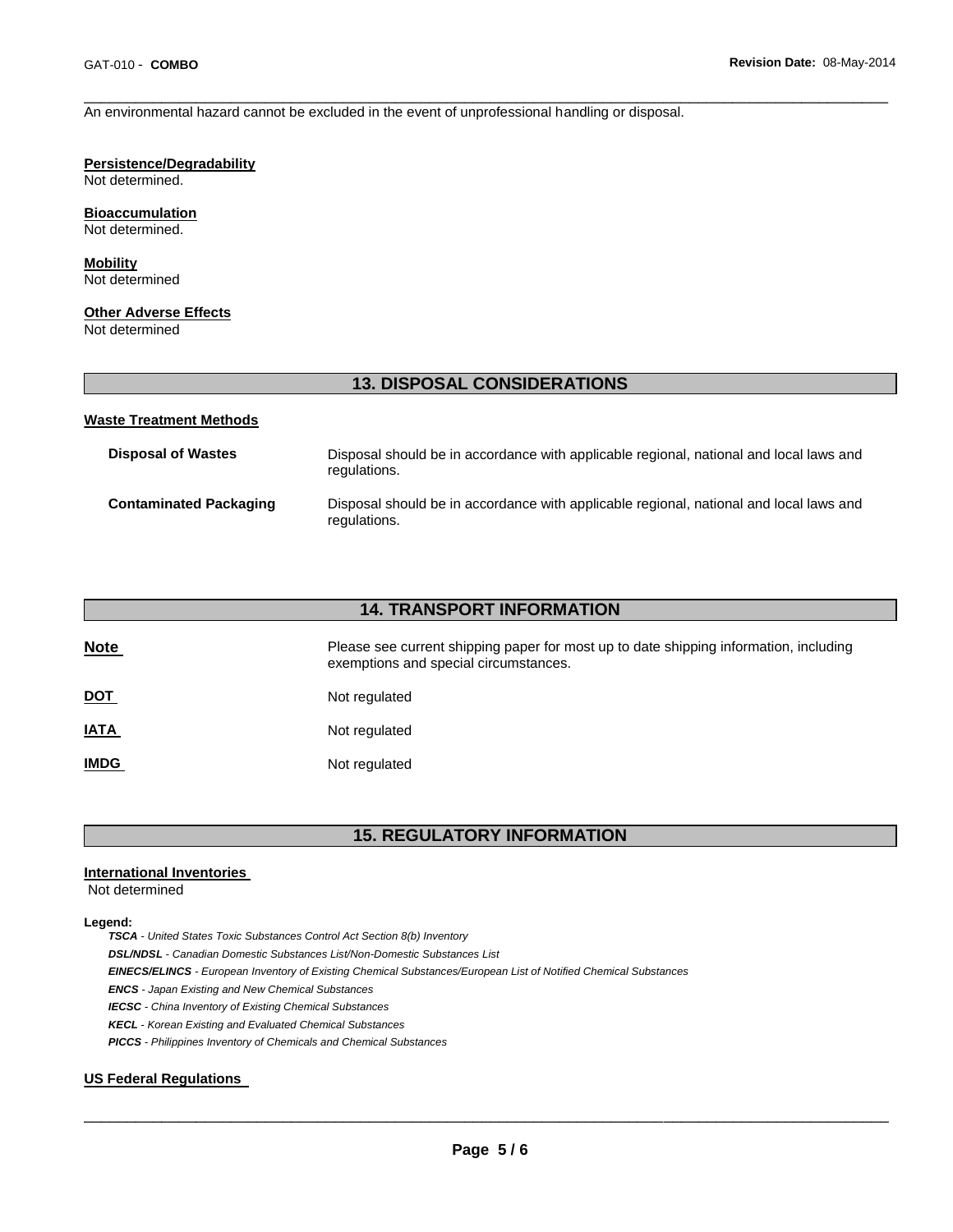An environmental hazard cannot be excluded in the event of unprofessional handling or disposal.

**Persistence/Degradability**
Not determined.

**Bioaccumulation**
Not determined.

**Mobility**
Not determined

**Other Adverse Effects**
Not determined

## 13. DISPOSAL CONSIDERATIONS

**Waste Treatment Methods**

| | |
|---|---|
| **Disposal of Wastes** | Disposal should be in accordance with applicable regional, national and local laws and regulations. |
| **Contaminated Packaging** | Disposal should be in accordance with applicable regional, national and local laws and regulations. |

## 14. TRANSPORT INFORMATION

| | |
|---|---|
| **Note** | Please see current shipping paper for most up to date shipping information, including exemptions and special circumstances. |
| **DOT** | Not regulated |
| **IATA** | Not regulated |
| **IMDG** | Not regulated |

## 15. REGULATORY INFORMATION

**International Inventories**
Not determined

**Legend:**

***TSCA*** *- United States Toxic Substances Control Act Section 8(b) Inventory*
***DSL/NDSL*** *- Canadian Domestic Substances List/Non-Domestic Substances List*
***EINECS/ELINCS*** *- European Inventory of Existing Chemical Substances/European List of Notified Chemical Substances*
***ENCS*** *- Japan Existing and New Chemical Substances*
***IECSC*** *- China Inventory of Existing Chemical Substances*
***KECL*** *- Korean Existing and Evaluated Chemical Substances*
***PICCS*** *- Philippines Inventory of Chemicals and Chemical Substances*

**US Federal Regulations**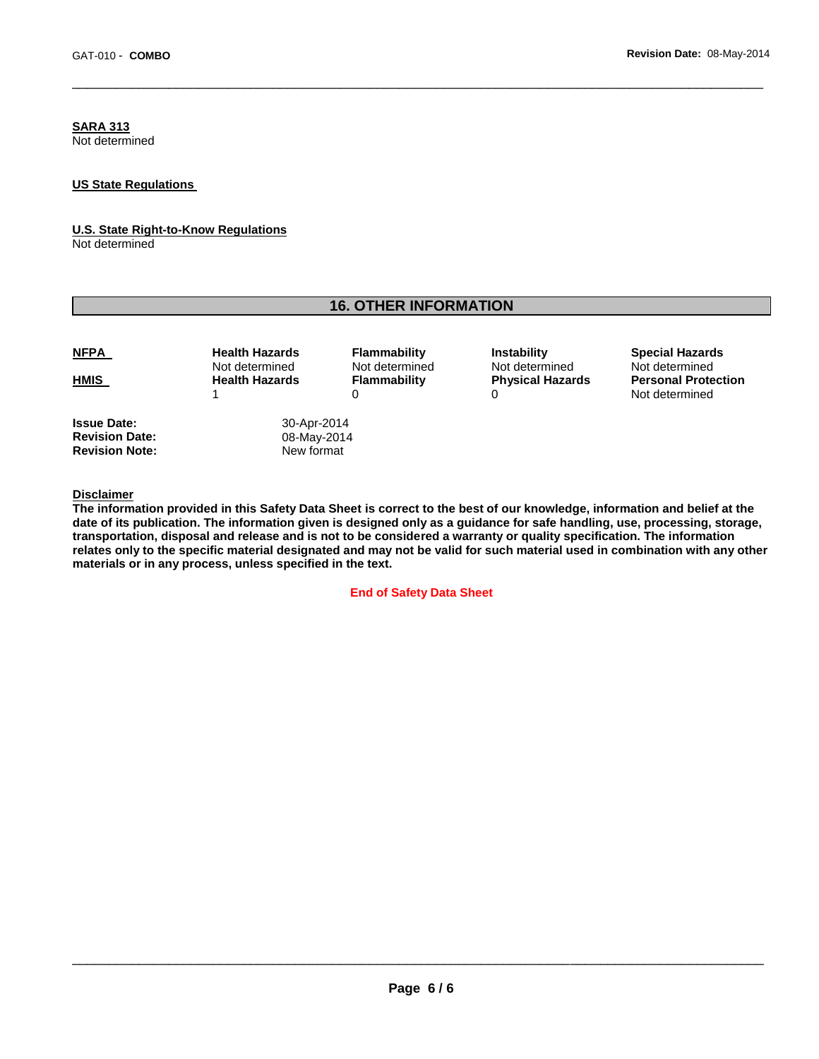**SARA 313**
Not determined

**US State Regulations**

**U.S. State Right-to-Know Regulations**
Not determined

## 16. OTHER INFORMATION

| | | | | |
|---|---|---|---|---|
| **NFPA** | **Health Hazards** | **Flammability** | **Instability** | **Special Hazards** |
| | Not determined | Not determined | Not determined | Not determined |
| **HMIS** | **Health Hazards** | **Flammability** | **Physical Hazards** | **Personal Protection** |
| | 1 | 0 | 0 | Not determined |

**Issue Date:** 30-Apr-2014
**Revision Date:** 08-May-2014
**Revision Note:** New format

**Disclaimer**
**The information provided in this Safety Data Sheet is correct to the best of our knowledge, information and belief at the date of its publication. The information given is designed only as a guidance for safe handling, use, processing, storage, transportation, disposal and release and is not to be considered a warranty or quality specification. The information relates only to the specific material designated and may not be valid for such material used in combination with any other materials or in any process, unless specified in the text.**

**End of Safety Data Sheet**